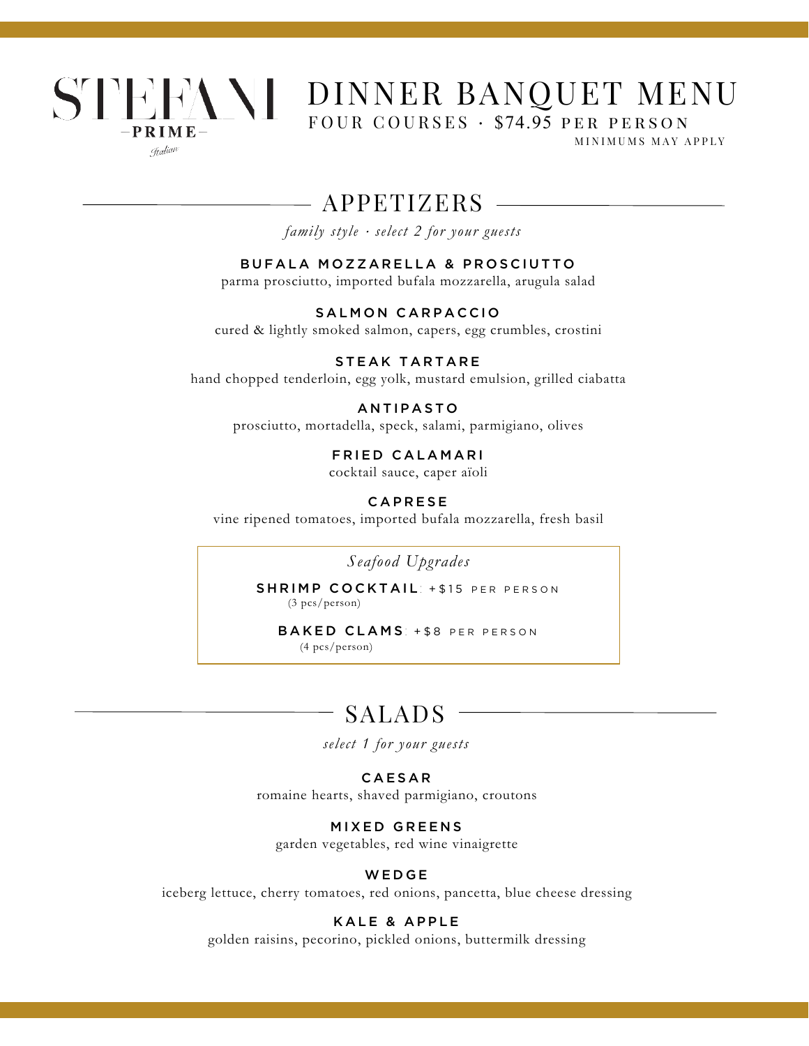STEFANI
–PRIME–
Italian

# DINNER BANQUET MENU

FOUR COURSES · $74.95 PER PERSON

MINIMUMS MAY APPLY

## APPETIZERS

*family style · select 2 for your guests*

**BUFALA MOZZARELLA & PROSCIUTTO**
parma prosciutto, imported bufala mozzarella, arugula salad

**SALMON CARPACCIO**
cured & lightly smoked salmon, capers, egg crumbles, crostini

**STEAK TARTARE**
hand chopped tenderloin, egg yolk, mustard emulsion, grilled ciabatta

**ANTIPASTO**
prosciutto, mortadella, speck, salami, parmigiano, olives

**FRIED CALAMARI**
cocktail sauce, caper aïoli

**CAPRESE**
vine ripened tomatoes, imported bufala mozzarella, fresh basil

*Seafood Upgrades*

**SHRIMP COCKTAIL**: +$15 PER PERSON
(3 pcs/person)

**BAKED CLAMS**: +$8 PER PERSON
(4 pcs/person)

## SALADS

*select 1 for your guests*

**CAESAR**
romaine hearts, shaved parmigiano, croutons

**MIXED GREENS**
garden vegetables, red wine vinaigrette

**WEDGE**
iceberg lettuce, cherry tomatoes, red onions, pancetta, blue cheese dressing

**KALE & APPLE**
golden raisins, pecorino, pickled onions, buttermilk dressing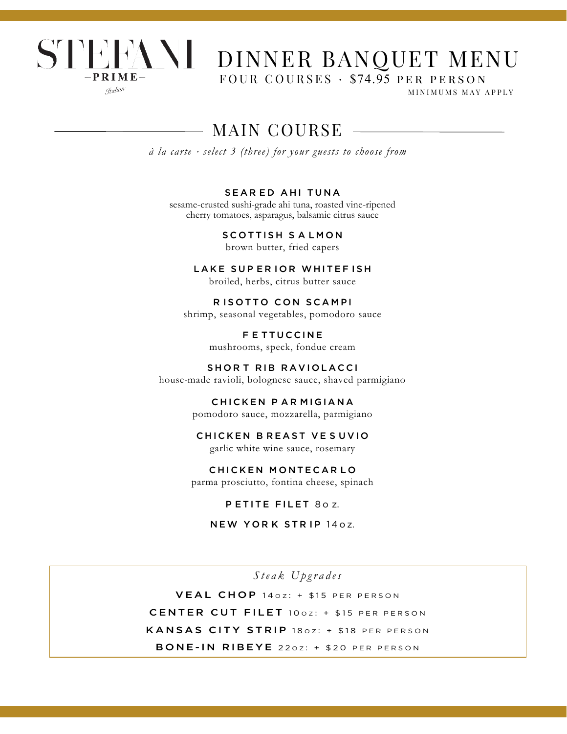# STEFANI

–PRIME–

*Italian*

# DINNER BANQUET MENU

FOUR COURSES · $74.95 PER PERSON

MINIMUMS MAY APPLY

## MAIN COURSE

*à la carte · select 3 (three) for your guests to choose from*

**SEARED AHI TUNA**
sesame-crusted sushi-grade ahi tuna, roasted vine-ripened cherry tomatoes, asparagus, balsamic citrus sauce

**SCOTTISH SALMON**
brown butter, fried capers

**LAKE SUPERIOR WHITEFISH**
broiled, herbs, citrus butter sauce

**RISOTTO CON SCAMPI**
shrimp, seasonal vegetables, pomodoro sauce

**FETTUCCINE**
mushrooms, speck, fondue cream

**SHORT RIB RAVIOLACCI**
house-made ravioli, bolognese sauce, shaved parmigiano

**CHICKEN PARMIGIANA**
pomodoro sauce, mozzarella, parmigiano

**CHICKEN BREAST VESUVIO**
garlic white wine sauce, rosemary

**CHICKEN MONTECARLO**
parma prosciutto, fontina cheese, spinach

**PETITE FILET** 8oz.

**NEW YORK STRIP** 14oz.

*Steak Upgrades*

**VEAL CHOP** 14oz: + $15 PER PERSON

**CENTER CUT FILET** 10oz: + $15 PER PERSON

**KANSAS CITY STRIP** 18oz: + $18 PER PERSON

**BONE-IN RIBEYE** 22oz: + $20 PER PERSON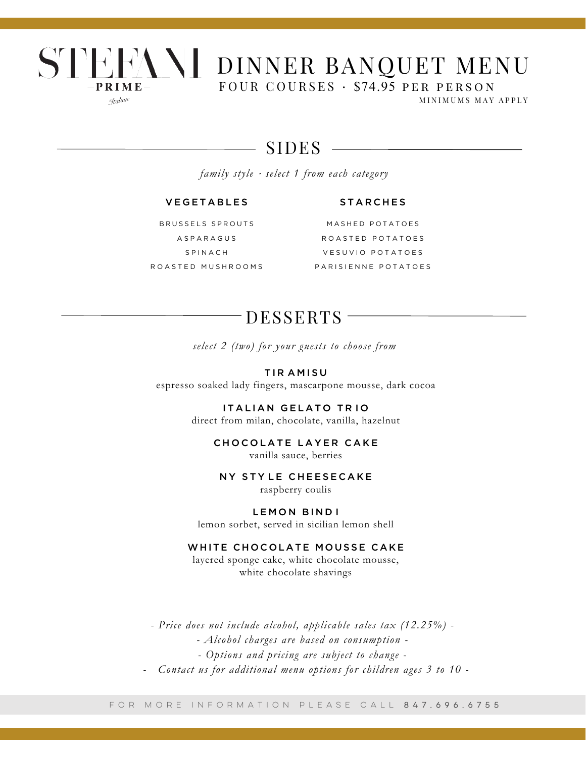STEFANI
—PRIME—
Italian

# DINNER BANQUET MENU

FOUR COURSES · $74.95 PER PERSON

MINIMUMS MAY APPLY

## SIDES

*family style · select 1 from each category*

### VEGETABLES

BRUSSELS SPROUTS

ASPARAGUS

SPINACH

ROASTED MUSHROOMS

### STARCHES

MASHED POTATOES

ROASTED POTATOES

VESUVIO POTATOES

PARISIENNE POTATOES

## DESSERTS

*select 2 (two) for your guests to choose from*

**TIRAMISU**
espresso soaked lady fingers, mascarpone mousse, dark cocoa

**ITALIAN GELATO TRIO**
direct from milan, chocolate, vanilla, hazelnut

**CHOCOLATE LAYER CAKE**
vanilla sauce, berries

**NY STYLE CHEESECAKE**
raspberry coulis

**LEMON BINDI**
lemon sorbet, served in sicilian lemon shell

**WHITE CHOCOLATE MOUSSE CAKE**
layered sponge cake, white chocolate mousse,
white chocolate shavings

*- Price does not include alcohol, applicable sales tax (12.25%) -*

*- Alcohol charges are based on consumption -*

*- Options and pricing are subject to change -*

*- Contact us for additional menu options for children ages 3 to 10 -*

FOR MORE INFORMATION PLEASE CALL 847.696.6755